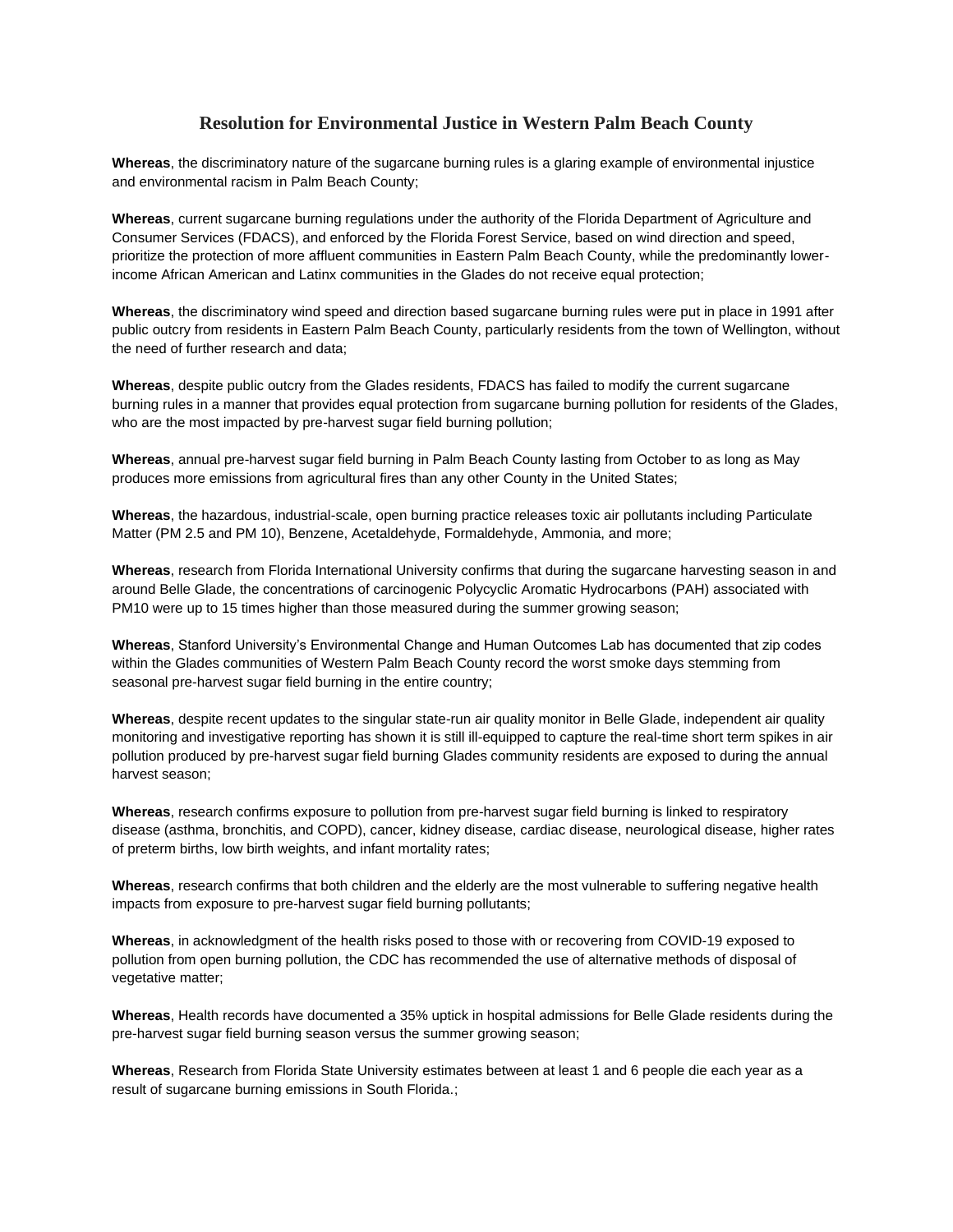# Resolution for Environmental Justice in Western Palm Beach County

**Whereas**, the discriminatory nature of the sugarcane burning rules is a glaring example of environmental injustice and environmental racism in Palm Beach County;

**Whereas**, current sugarcane burning regulations under the authority of the Florida Department of Agriculture and Consumer Services (FDACS), and enforced by the Florida Forest Service, based on wind direction and speed, prioritize the protection of more affluent communities in Eastern Palm Beach County, while the predominantly lower-income African American and Latinx communities in the Glades do not receive equal protection;

**Whereas**, the discriminatory wind speed and direction based sugarcane burning rules were put in place in 1991 after public outcry from residents in Eastern Palm Beach County, particularly residents from the town of Wellington, without the need of further research and data;

**Whereas**, despite public outcry from the Glades residents, FDACS has failed to modify the current sugarcane burning rules in a manner that provides equal protection from sugarcane burning pollution for residents of the Glades, who are the most impacted by pre-harvest sugar field burning pollution;

**Whereas**, annual pre-harvest sugar field burning in Palm Beach County lasting from October to as long as May produces more emissions from agricultural fires than any other County in the United States;

**Whereas**, the hazardous, industrial-scale, open burning practice releases toxic air pollutants including Particulate Matter (PM 2.5 and PM 10), Benzene, Acetaldehyde, Formaldehyde, Ammonia, and more;

**Whereas**, research from Florida International University confirms that during the sugarcane harvesting season in and around Belle Glade, the concentrations of carcinogenic Polycyclic Aromatic Hydrocarbons (PAH) associated with PM10 were up to 15 times higher than those measured during the summer growing season;

**Whereas**, Stanford University's Environmental Change and Human Outcomes Lab has documented that zip codes within the Glades communities of Western Palm Beach County record the worst smoke days stemming from seasonal pre-harvest sugar field burning in the entire country;

**Whereas**, despite recent updates to the singular state-run air quality monitor in Belle Glade, independent air quality monitoring and investigative reporting has shown it is still ill-equipped to capture the real-time short term spikes in air pollution produced by pre-harvest sugar field burning Glades community residents are exposed to during the annual harvest season;

**Whereas**, research confirms exposure to pollution from pre-harvest sugar field burning is linked to respiratory disease (asthma, bronchitis, and COPD), cancer, kidney disease, cardiac disease, neurological disease, higher rates of preterm births, low birth weights, and infant mortality rates;

**Whereas**, research confirms that both children and the elderly are the most vulnerable to suffering negative health impacts from exposure to pre-harvest sugar field burning pollutants;

**Whereas**, in acknowledgment of the health risks posed to those with or recovering from COVID-19 exposed to pollution from open burning pollution, the CDC has recommended the use of alternative methods of disposal of vegetative matter;

**Whereas**, Health records have documented a 35% uptick in hospital admissions for Belle Glade residents during the pre-harvest sugar field burning season versus the summer growing season;

**Whereas**, Research from Florida State University estimates between at least 1 and 6 people die each year as a result of sugarcane burning emissions in South Florida.;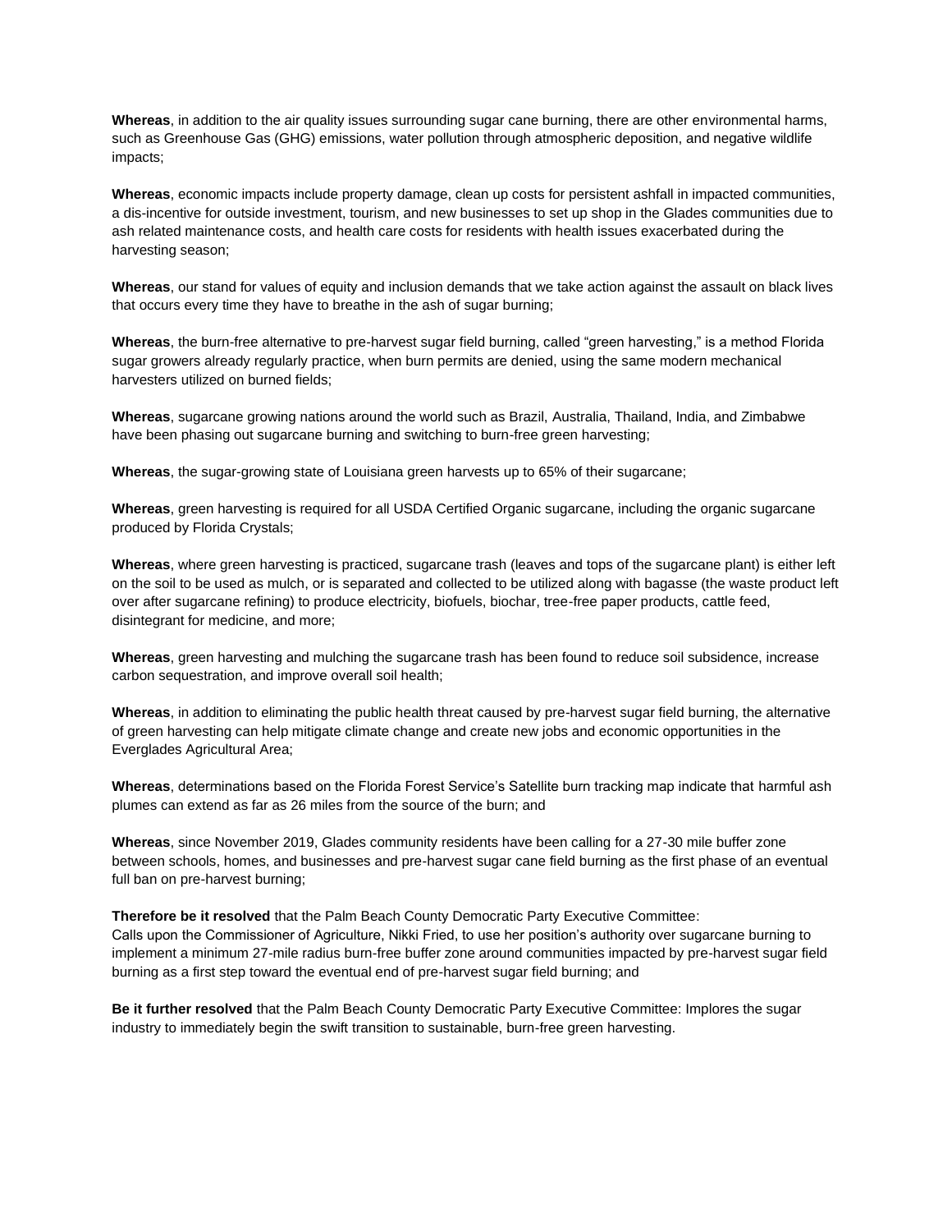**Whereas**, in addition to the air quality issues surrounding sugar cane burning, there are other environmental harms, such as Greenhouse Gas (GHG) emissions, water pollution through atmospheric deposition, and negative wildlife impacts;

**Whereas**, economic impacts include property damage, clean up costs for persistent ashfall in impacted communities, a dis-incentive for outside investment, tourism, and new businesses to set up shop in the Glades communities due to ash related maintenance costs, and health care costs for residents with health issues exacerbated during the harvesting season;

**Whereas**, our stand for values of equity and inclusion demands that we take action against the assault on black lives that occurs every time they have to breathe in the ash of sugar burning;

**Whereas**, the burn-free alternative to pre-harvest sugar field burning, called "green harvesting," is a method Florida sugar growers already regularly practice, when burn permits are denied, using the same modern mechanical harvesters utilized on burned fields;

**Whereas**, sugarcane growing nations around the world such as Brazil, Australia, Thailand, India, and Zimbabwe have been phasing out sugarcane burning and switching to burn-free green harvesting;

**Whereas**, the sugar-growing state of Louisiana green harvests up to 65% of their sugarcane;

**Whereas**, green harvesting is required for all USDA Certified Organic sugarcane, including the organic sugarcane produced by Florida Crystals;

**Whereas**, where green harvesting is practiced, sugarcane trash (leaves and tops of the sugarcane plant) is either left on the soil to be used as mulch, or is separated and collected to be utilized along with bagasse (the waste product left over after sugarcane refining) to produce electricity, biofuels, biochar, tree-free paper products, cattle feed, disintegrant for medicine, and more;

**Whereas**, green harvesting and mulching the sugarcane trash has been found to reduce soil subsidence, increase carbon sequestration, and improve overall soil health;

**Whereas**, in addition to eliminating the public health threat caused by pre-harvest sugar field burning, the alternative of green harvesting can help mitigate climate change and create new jobs and economic opportunities in the Everglades Agricultural Area;

**Whereas**, determinations based on the Florida Forest Service's Satellite burn tracking map indicate that harmful ash plumes can extend as far as 26 miles from the source of the burn; and

**Whereas**, since November 2019, Glades community residents have been calling for a 27-30 mile buffer zone between schools, homes, and businesses and pre-harvest sugar cane field burning as the first phase of an eventual full ban on pre-harvest burning;

**Therefore be it resolved** that the Palm Beach County Democratic Party Executive Committee:
Calls upon the Commissioner of Agriculture, Nikki Fried, to use her position's authority over sugarcane burning to implement a minimum 27-mile radius burn-free buffer zone around communities impacted by pre-harvest sugar field burning as a first step toward the eventual end of pre-harvest sugar field burning; and

**Be it further resolved** that the Palm Beach County Democratic Party Executive Committee: Implores the sugar industry to immediately begin the swift transition to sustainable, burn-free green harvesting.